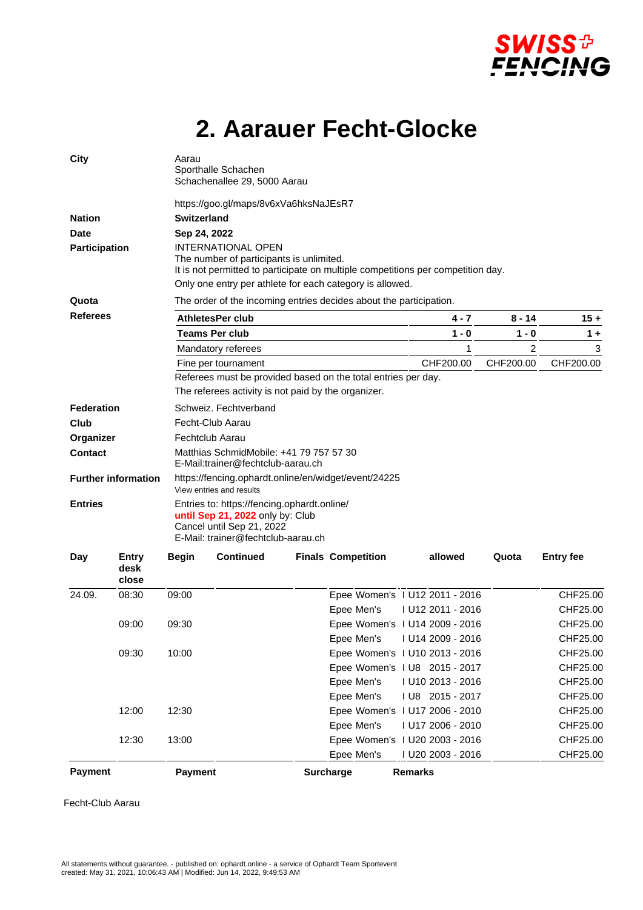# 2. Aarauer Fecht-Glocke

**City**
Aarau
Sporthalle Schachen
Schachenallee 29, 5000 Aarau

https://goo.gl/maps/8v6xVa6hksNaJEsR7

**Nation** **Switzerland**

**Date** **Sep 24, 2022**

**Participation**
INTERNATIONAL OPEN
The number of participants is unlimited.
It is not permitted to participate on multiple competitions per competition day.
Only one entry per athlete for each category is allowed.

**Quota** The order of the incoming entries decides about the participation.

**Referees**

| **AthletesPer club** | **4 - 7** | **8 - 14** | **15 +** |
|---|---|---|---|
| **Teams Per club** | **1 - 0** | **1 - 0** | **1 +** |
| Mandatory referees | 1 | 2 | 3 |
| Fine per tournament | CHF200.00 | CHF200.00 | CHF200.00 |

Referees must be provided based on the total entries per day.
The referees activity is not paid by the organizer.

**Federation** Schweiz. Fechtverband

**Club** Fecht-Club Aarau

**Organizer** Fechtclub Aarau

**Contact**
Matthias SchmidMobile: +41 79 757 57 30
E-Mail:trainer@fechtclub-aarau.ch

**Further information**
https://fencing.ophardt.online/en/widget/event/24225
View entries and results

**Entries**
Entries to: https://fencing.ophardt.online/
**until Sep 21, 2022** only by: Club
Cancel until Sep 21, 2022
E-Mail: trainer@fechtclub-aarau.ch

| Day | Entry desk close | Begin | Continued | Finals | Competition | allowed | Quota | Entry fee |
|---|---|---|---|---|---|---|---|---|
| 24.09. | 08:30 | 09:00 | | | Epee Women's | I U12 2011 - 2016 | | CHF25.00 |
| | | | | | Epee Men's | I U12 2011 - 2016 | | CHF25.00 |
| | 09:00 | 09:30 | | | Epee Women's | I U14 2009 - 2016 | | CHF25.00 |
| | | | | | Epee Men's | I U14 2009 - 2016 | | CHF25.00 |
| | 09:30 | 10:00 | | | Epee Women's | I U10 2013 - 2016 | | CHF25.00 |
| | | | | | Epee Women's | I U8 2015 - 2017 | | CHF25.00 |
| | | | | | Epee Men's | I U10 2013 - 2016 | | CHF25.00 |
| | | | | | Epee Men's | I U8 2015 - 2017 | | CHF25.00 |
| | 12:00 | 12:30 | | | Epee Women's | I U17 2006 - 2010 | | CHF25.00 |
| | | | | | Epee Men's | I U17 2006 - 2010 | | CHF25.00 |
| | 12:30 | 13:00 | | | Epee Women's | I U20 2003 - 2016 | | CHF25.00 |
| | | | | | Epee Men's | I U20 2003 - 2016 | | CHF25.00 |

| **Payment** | **Payment** | **Surcharge** | **Remarks** |
|---|---|---|---|

Fecht-Club Aarau

All statements without guarantee. - published on: ophardt.online - a service of Ophardt Team Sportevent
created: May 31, 2021, 10:06:43 AM | Modified: Jun 14, 2022, 9:49:53 AM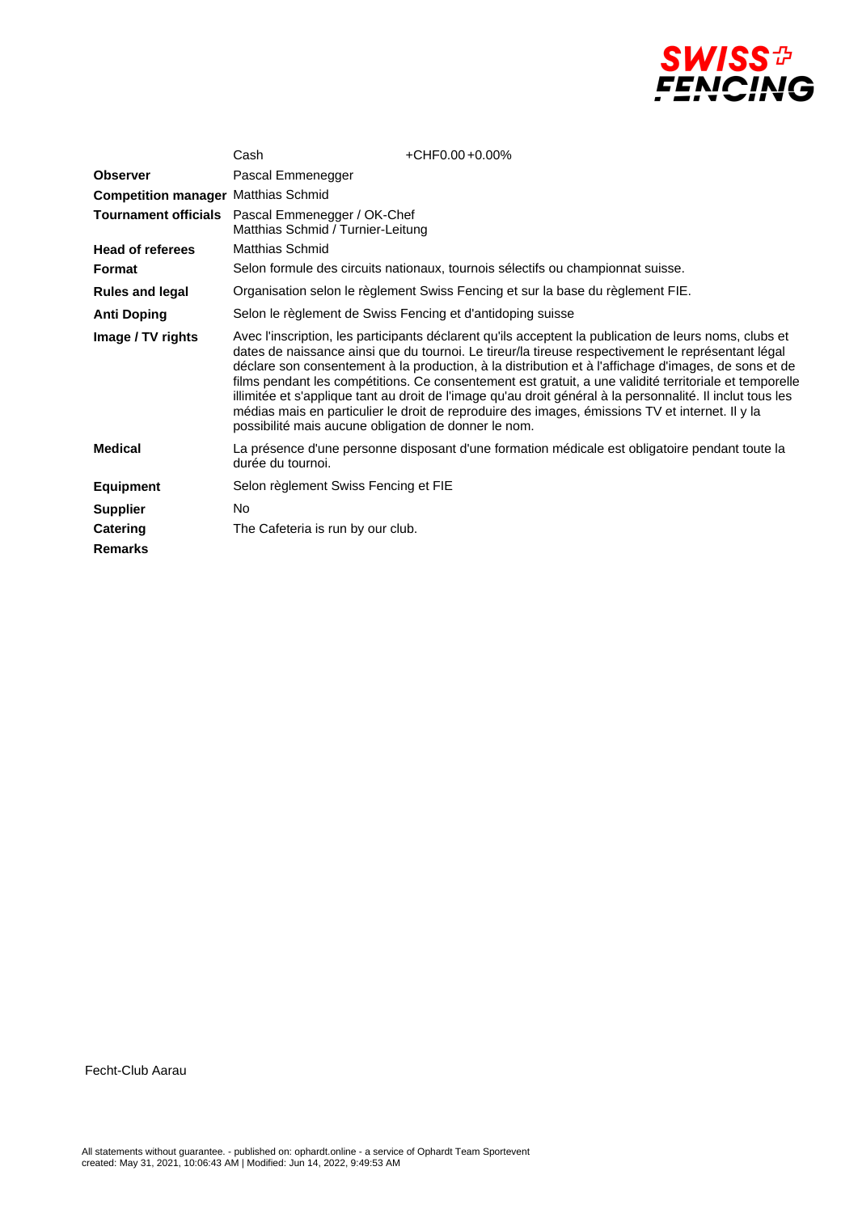| | | |
|---|---|---|
| | Cash | +CHF0.00 +0.00% |
| **Observer** | Pascal Emmenegger | |
| **Competition manager** | Matthias Schmid | |
| **Tournament officials** | Pascal Emmenegger / OK-Chef<br>Matthias Schmid / Turnier-Leitung | |
| **Head of referees** | Matthias Schmid | |
| **Format** | Selon formule des circuits nationaux, tournois sélectifs ou championnat suisse. | |
| **Rules and legal** | Organisation selon le règlement Swiss Fencing et sur la base du règlement FIE. | |
| **Anti Doping** | Selon le règlement de Swiss Fencing et d'antidoping suisse | |
| **Image / TV rights** | Avec l'inscription, les participants déclarent qu'ils acceptent la publication de leurs noms, clubs et dates de naissance ainsi que du tournoi. Le tireur/la tireuse respectivement le représentant légal déclare son consentement à la production, à la distribution et à l'affichage d'images, de sons et de films pendant les compétitions. Ce consentement est gratuit, a une validité territoriale et temporelle illimitée et s'applique tant au droit de l'image qu'au droit général à la personnalité. Il inclut tous les médias mais en particulier le droit de reproduire des images, émissions TV et internet. Il y la possibilité mais aucune obligation de donner le nom. | |
| **Medical** | La présence d'une personne disposant d'une formation médicale est obligatoire pendant toute la durée du tournoi. | |
| **Equipment** | Selon règlement Swiss Fencing et FIE | |
| **Supplier** | No | |
| **Catering** | The Cafeteria is run by our club. | |
| **Remarks** | | |

Fecht-Club Aarau

All statements without guarantee. - published on: ophardt.online - a service of Ophardt Team Sportevent
created: May 31, 2021, 10:06:43 AM | Modified: Jun 14, 2022, 9:49:53 AM